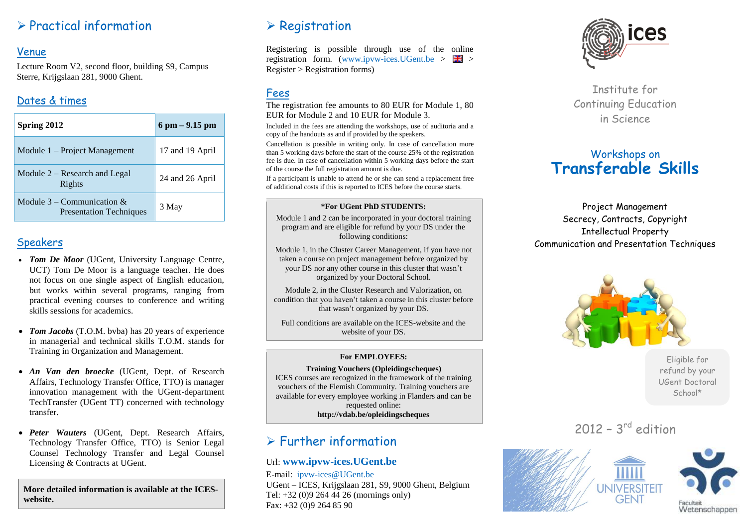# ➢ Practical information

## Venue

Lecture Room V2, second floor, building S9, Campus Sterre, Krijgslaan 281, 9000 Ghent.

## Dates & times

| Spring 2012 | 6 pm – 9.15 pm |
|---|---|
| Module 1 – Project Management | 17 and 19 April |
| Module 2 – Research and Legal Rights | 24 and 26 April |
| Module 3 – Communication & Presentation Techniques | 3 May |

## Speakers

- ***Tom De Moor*** (UGent, University Language Centre, UCT) Tom De Moor is a language teacher. He does not focus on one single aspect of English education, but works within several programs, ranging from practical evening courses to conference and writing skills sessions for academics.
- ***Tom Jacobs*** (T.O.M. bvba) has 20 years of experience in managerial and technical skills T.O.M. stands for Training in Organization and Management.
- ***An Van den broecke*** (UGent, Dept. of Research Affairs, Technology Transfer Office, TTO) is manager innovation management with the UGent-department TechTransfer (UGent TT) concerned with technology transfer.
- ***Peter Wauters*** (UGent, Dept. Research Affairs, Technology Transfer Office, TTO) is Senior Legal Counsel Technology Transfer and Legal Counsel Licensing & Contracts at UGent.

**More detailed information is available at the ICES-website.**

# ➢ Registration

Registering is possible through use of the online registration form. (www.ipvw-ices.UGent.be > 🇬🇧 > Register > Registration forms)

## Fees

The registration fee amounts to 80 EUR for Module 1, 80 EUR for Module 2 and 10 EUR for Module 3.

Included in the fees are attending the workshops, use of auditoria and a copy of the handouts as and if provided by the speakers.

Cancellation is possible in writing only. In case of cancellation more than 5 working days before the start of the course 25% of the registration fee is due. In case of cancellation within 5 working days before the start of the course the full registration amount is due.

If a participant is unable to attend he or she can send a replacement free of additional costs if this is reported to ICES before the course starts.

**\*For UGent PhD STUDENTS:**

Module 1 and 2 can be incorporated in your doctoral training program and are eligible for refund by your DS under the following conditions:

Module 1, in the Cluster Career Management, if you have not taken a course on project management before organized by your DS nor any other course in this cluster that wasn't organized by your Doctoral School.

Module 2, in the Cluster Research and Valorization, on condition that you haven't taken a course in this cluster before that wasn't organized by your DS.

Full conditions are available on the ICES-website and the website of your DS.

**For EMPLOYEES:**

**Training Vouchers (Opleidingscheques)**

ICES courses are recognized in the framework of the training vouchers of the Flemish Community. Training vouchers are available for every employee working in Flanders and can be requested online:

**http://vdab.be/opleidingscheques**

# ➢ Further information

Url: **www.ipvw-ices.UGent.be**

E-mail: ipvw-ices@UGent.be

UGent – ICES, Krijgslaan 281, S9, 9000 Ghent, Belgium

Tel: +32 (0)9 264 44 26 (mornings only)

Fax: +32 (0)9 264 85 90

ices

Institute for Continuing Education in Science

## Workshops on
# Transferable Skills

Project Management
Secrecy, Contracts, Copyright
Intellectual Property
Communication and Presentation Techniques

Eligible for refund by your UGent Doctoral School*

2012 – 3rd edition

UNIVERSITEIT GENT

Faculteit Wetenschappen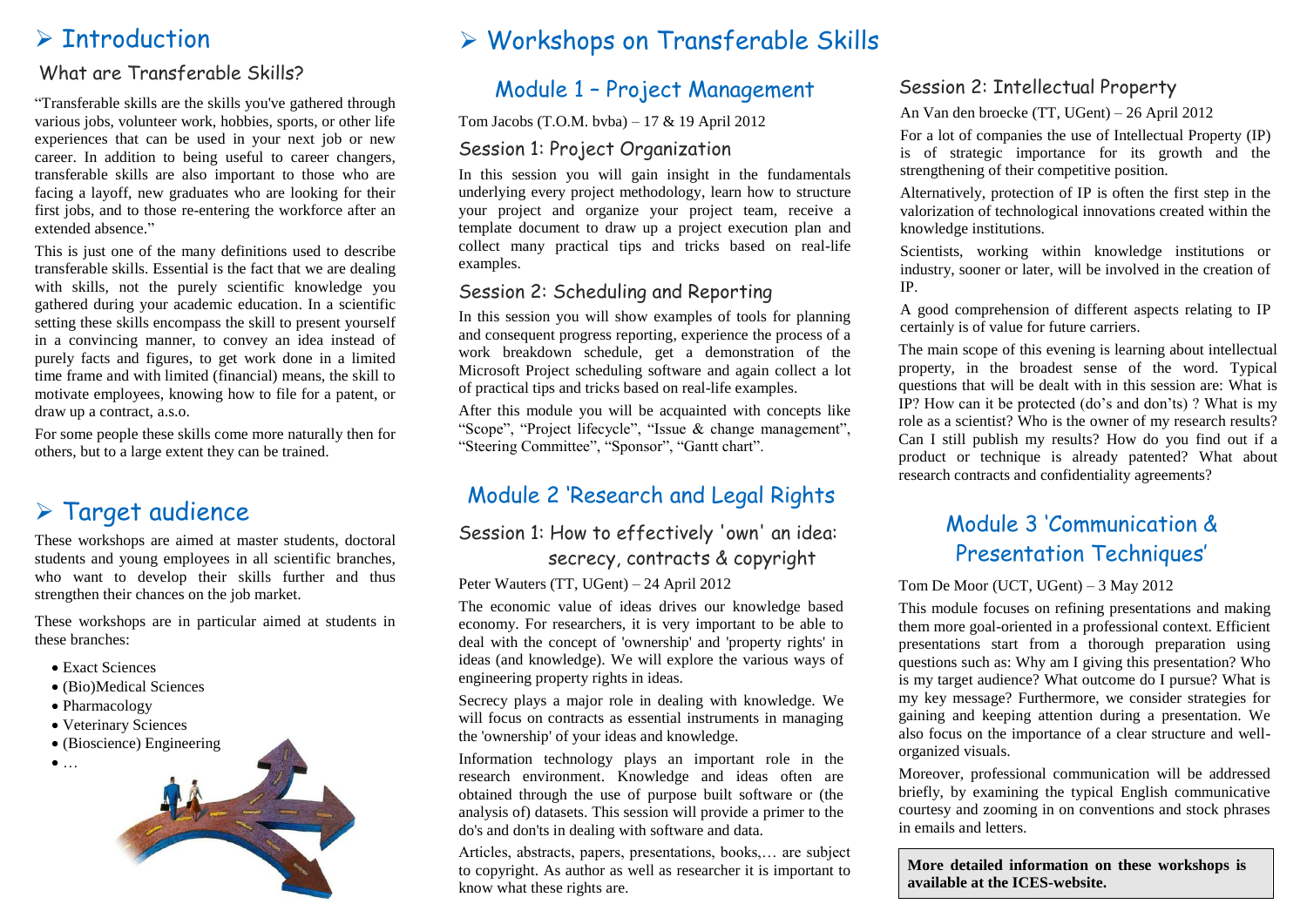# ➢ Introduction

## What are Transferable Skills?

"Transferable skills are the skills you've gathered through various jobs, volunteer work, hobbies, sports, or other life experiences that can be used in your next job or new career. In addition to being useful to career changers, transferable skills are also important to those who are facing a layoff, new graduates who are looking for their first jobs, and to those re-entering the workforce after an extended absence."

This is just one of the many definitions used to describe transferable skills. Essential is the fact that we are dealing with skills, not the purely scientific knowledge you gathered during your academic education. In a scientific setting these skills encompass the skill to present yourself in a convincing manner, to convey an idea instead of purely facts and figures, to get work done in a limited time frame and with limited (financial) means, the skill to motivate employees, knowing how to file for a patent, or draw up a contract, a.s.o.

For some people these skills come more naturally then for others, but to a large extent they can be trained.

# ➢ Target audience

These workshops are aimed at master students, doctoral students and young employees in all scientific branches, who want to develop their skills further and thus strengthen their chances on the job market.

These workshops are in particular aimed at students in these branches:

- Exact Sciences
- (Bio)Medical Sciences
- Pharmacology
- Veterinary Sciences
- (Bioscience) Engineering
- …

# ➢ Workshops on Transferable Skills

## Module 1 – Project Management

Tom Jacobs (T.O.M. bvba) – 17 & 19 April 2012

### Session 1: Project Organization

In this session you will gain insight in the fundamentals underlying every project methodology, learn how to structure your project and organize your project team, receive a template document to draw up a project execution plan and collect many practical tips and tricks based on real-life examples.

### Session 2: Scheduling and Reporting

In this session you will show examples of tools for planning and consequent progress reporting, experience the process of a work breakdown schedule, get a demonstration of the Microsoft Project scheduling software and again collect a lot of practical tips and tricks based on real-life examples.

After this module you will be acquainted with concepts like "Scope", "Project lifecycle", "Issue & change management", "Steering Committee", "Sponsor", "Gantt chart".

## Module 2 'Research and Legal Rights

### Session 1: How to effectively 'own' an idea: secrecy, contracts & copyright

Peter Wauters (TT, UGent) – 24 April 2012

The economic value of ideas drives our knowledge based economy. For researchers, it is very important to be able to deal with the concept of 'ownership' and 'property rights' in ideas (and knowledge). We will explore the various ways of engineering property rights in ideas.

Secrecy plays a major role in dealing with knowledge. We will focus on contracts as essential instruments in managing the 'ownership' of your ideas and knowledge.

Information technology plays an important role in the research environment. Knowledge and ideas often are obtained through the use of purpose built software or (the analysis of) datasets. This session will provide a primer to the do's and don'ts in dealing with software and data.

Articles, abstracts, papers, presentations, books,… are subject to copyright. As author as well as researcher it is important to know what these rights are.

### Session 2: Intellectual Property

An Van den broecke (TT, UGent) – 26 April 2012

For a lot of companies the use of Intellectual Property (IP) is of strategic importance for its growth and the strengthening of their competitive position.

Alternatively, protection of IP is often the first step in the valorization of technological innovations created within the knowledge institutions.

Scientists, working within knowledge institutions or industry, sooner or later, will be involved in the creation of IP.

A good comprehension of different aspects relating to IP certainly is of value for future carriers.

The main scope of this evening is learning about intellectual property, in the broadest sense of the word. Typical questions that will be dealt with in this session are: What is IP? How can it be protected (do's and don'ts) ? What is my role as a scientist? Who is the owner of my research results? Can I still publish my results? How do you find out if a product or technique is already patented? What about research contracts and confidentiality agreements?

## Module 3 'Communication & Presentation Techniques'

Tom De Moor (UCT, UGent) – 3 May 2012

This module focuses on refining presentations and making them more goal-oriented in a professional context. Efficient presentations start from a thorough preparation using questions such as: Why am I giving this presentation? Who is my target audience? What outcome do I pursue? What is my key message? Furthermore, we consider strategies for gaining and keeping attention during a presentation. We also focus on the importance of a clear structure and well-organized visuals.

Moreover, professional communication will be addressed briefly, by examining the typical English communicative courtesy and zooming in on conventions and stock phrases in emails and letters.

**More detailed information on these workshops is available at the ICES-website.**